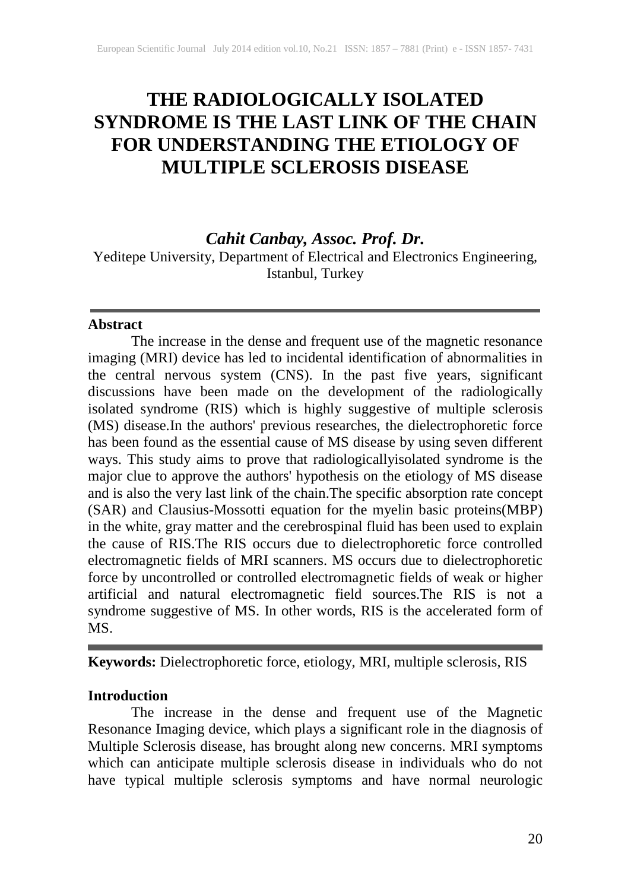# THE RADIOLOGICALLY ISOLATED SYNDROME IS THE LAST LINK OF THE CHAIN FOR UNDERSTANDING THE ETIOLOGY OF MULTIPLE SCLEROSIS DISEASE

***Cahit Canbay, Assoc. Prof. Dr.***

Yeditepe University, Department of Electrical and Electronics Engineering, Istanbul, Turkey

---

**Abstract**

The increase in the dense and frequent use of the magnetic resonance imaging (MRI) device has led to incidental identification of abnormalities in the central nervous system (CNS). In the past five years, significant discussions have been made on the development of the radiologically isolated syndrome (RIS) which is highly suggestive of multiple sclerosis (MS) disease.In the authors' previous researches, the dielectrophoretic force has been found as the essential cause of MS disease by using seven different ways. This study aims to prove that radiologicallyisolated syndrome is the major clue to approve the authors' hypothesis on the etiology of MS disease and is also the very last link of the chain.The specific absorption rate concept (SAR) and Clausius-Mossotti equation for the myelin basic proteins(MBP) in the white, gray matter and the cerebrospinal fluid has been used to explain the cause of RIS.The RIS occurs due to dielectrophoretic force controlled electromagnetic fields of MRI scanners. MS occurs due to dielectrophoretic force by uncontrolled or controlled electromagnetic fields of weak or higher artificial and natural electromagnetic field sources.The RIS is not a syndrome suggestive of MS. In other words, RIS is the accelerated form of MS.

---

**Keywords:** Dielectrophoretic force, etiology, MRI, multiple sclerosis, RIS

**Introduction**

The increase in the dense and frequent use of the Magnetic Resonance Imaging device, which plays a significant role in the diagnosis of Multiple Sclerosis disease, has brought along new concerns. MRI symptoms which can anticipate multiple sclerosis disease in individuals who do not have typical multiple sclerosis symptoms and have normal neurologic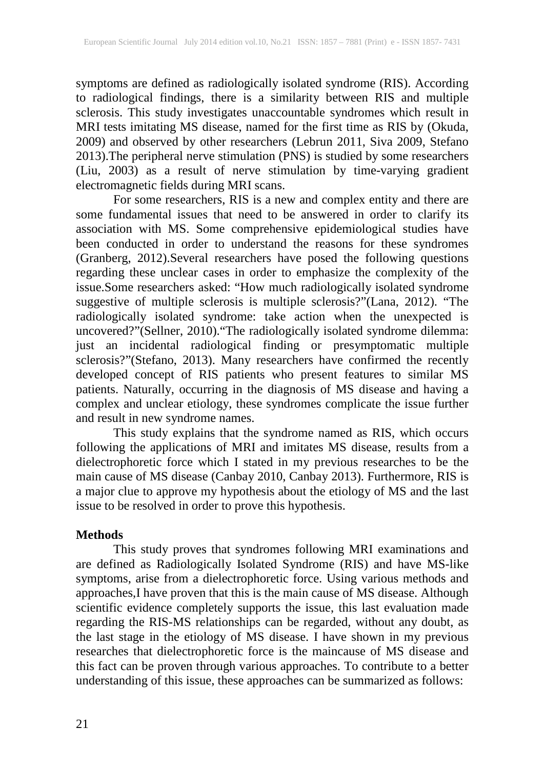symptoms are defined as radiologically isolated syndrome (RIS). According to radiological findings, there is a similarity between RIS and multiple sclerosis. This study investigates unaccountable syndromes which result in MRI tests imitating MS disease, named for the first time as RIS by (Okuda, 2009) and observed by other researchers (Lebrun 2011, Siva 2009, Stefano 2013).The peripheral nerve stimulation (PNS) is studied by some researchers (Liu, 2003) as a result of nerve stimulation by time-varying gradient electromagnetic fields during MRI scans.

For some researchers, RIS is a new and complex entity and there are some fundamental issues that need to be answered in order to clarify its association with MS. Some comprehensive epidemiological studies have been conducted in order to understand the reasons for these syndromes (Granberg, 2012).Several researchers have posed the following questions regarding these unclear cases in order to emphasize the complexity of the issue.Some researchers asked: "How much radiologically isolated syndrome suggestive of multiple sclerosis is multiple sclerosis?"(Lana, 2012). "The radiologically isolated syndrome: take action when the unexpected is uncovered?"(Sellner, 2010)."The radiologically isolated syndrome dilemma: just an incidental radiological finding or presymptomatic multiple sclerosis?"(Stefano, 2013). Many researchers have confirmed the recently developed concept of RIS patients who present features to similar MS patients. Naturally, occurring in the diagnosis of MS disease and having a complex and unclear etiology, these syndromes complicate the issue further and result in new syndrome names.

This study explains that the syndrome named as RIS, which occurs following the applications of MRI and imitates MS disease, results from a dielectrophoretic force which I stated in my previous researches to be the main cause of MS disease (Canbay 2010, Canbay 2013). Furthermore, RIS is a major clue to approve my hypothesis about the etiology of MS and the last issue to be resolved in order to prove this hypothesis.

**Methods**

This study proves that syndromes following MRI examinations and are defined as Radiologically Isolated Syndrome (RIS) and have MS-like symptoms, arise from a dielectrophoretic force. Using various methods and approaches,I have proven that this is the main cause of MS disease. Although scientific evidence completely supports the issue, this last evaluation made regarding the RIS-MS relationships can be regarded, without any doubt, as the last stage in the etiology of MS disease. I have shown in my previous researches that dielectrophoretic force is the maincause of MS disease and this fact can be proven through various approaches. To contribute to a better understanding of this issue, these approaches can be summarized as follows: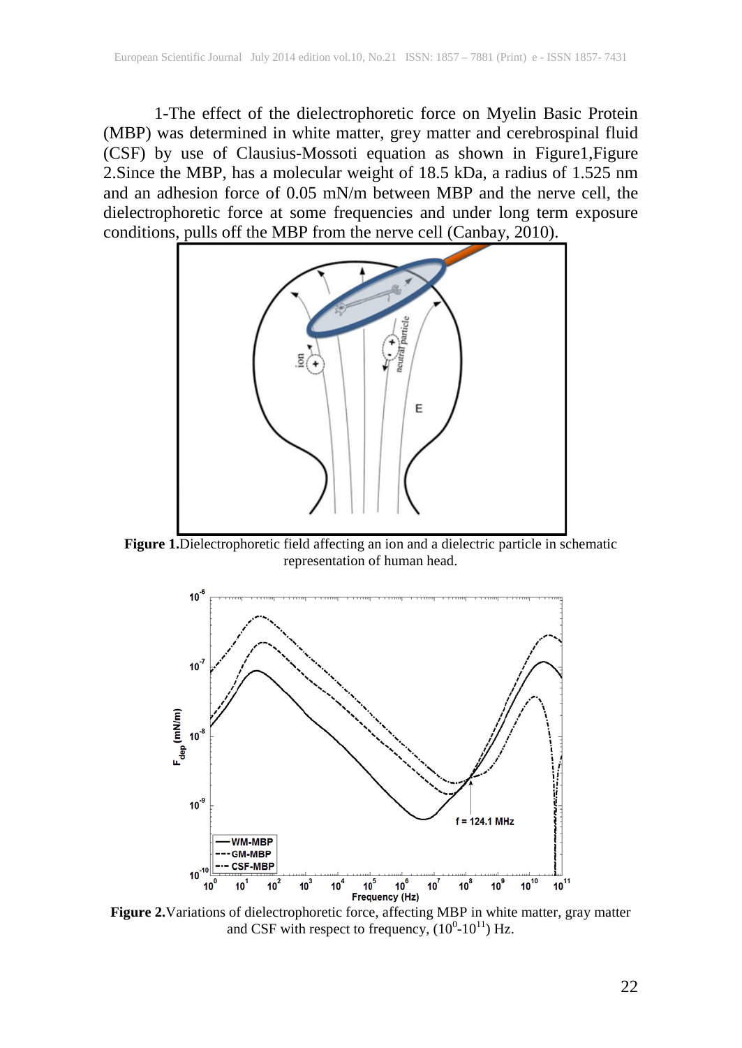1-The effect of the dielectrophoretic force on Myelin Basic Protein (MBP) was determined in white matter, grey matter and cerebrospinal fluid (CSF) by use of Clausius-Mossoti equation as shown in Figure1,Figure 2.Since the MBP, has a molecular weight of 18.5 kDa, a radius of 1.525 nm and an adhesion force of 0.05 mN/m between MBP and the nerve cell, the dielectrophoretic force at some frequencies and under long term exposure conditions, pulls off the MBP from the nerve cell (Canbay, 2010).

**Figure 1.**Dielectrophoretic field affecting an ion and a dielectric particle in schematic representation of human head.

**Figure 2.**Variations of dielectrophoretic force, affecting MBP in white matter, gray matter and CSF with respect to frequency, $(10^{0}\text{-}10^{11})$ Hz.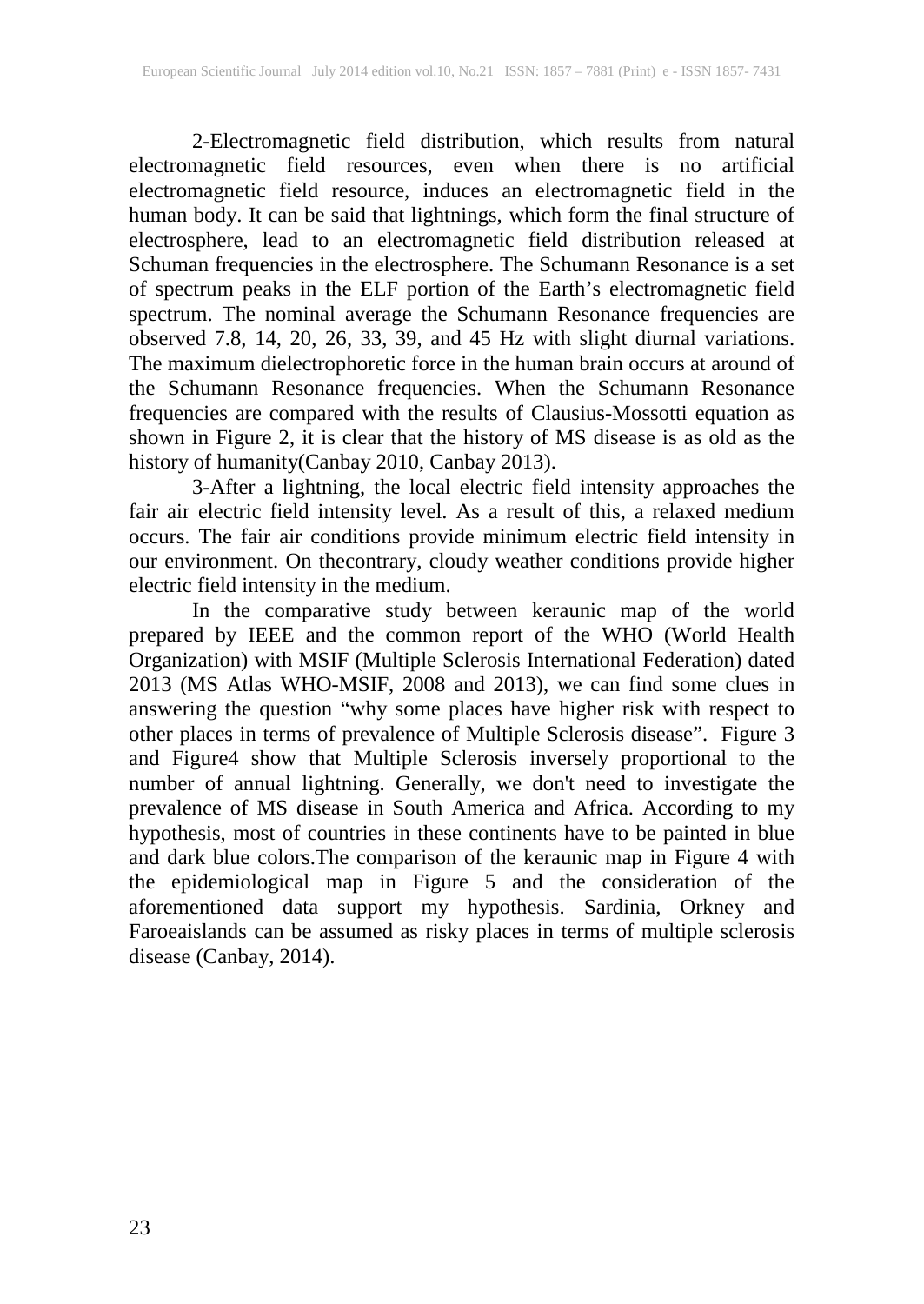2-Electromagnetic field distribution, which results from natural electromagnetic field resources, even when there is no artificial electromagnetic field resource, induces an electromagnetic field in the human body. It can be said that lightnings, which form the final structure of electrosphere, lead to an electromagnetic field distribution released at Schuman frequencies in the electrosphere. The Schumann Resonance is a set of spectrum peaks in the ELF portion of the Earth's electromagnetic field spectrum. The nominal average the Schumann Resonance frequencies are observed 7.8, 14, 20, 26, 33, 39, and 45 Hz with slight diurnal variations. The maximum dielectrophoretic force in the human brain occurs at around of the Schumann Resonance frequencies. When the Schumann Resonance frequencies are compared with the results of Clausius-Mossotti equation as shown in Figure 2, it is clear that the history of MS disease is as old as the history of humanity(Canbay 2010, Canbay 2013).

3-After a lightning, the local electric field intensity approaches the fair air electric field intensity level. As a result of this, a relaxed medium occurs. The fair air conditions provide minimum electric field intensity in our environment. On thecontrary, cloudy weather conditions provide higher electric field intensity in the medium.

In the comparative study between keraunic map of the world prepared by IEEE and the common report of the WHO (World Health Organization) with MSIF (Multiple Sclerosis International Federation) dated 2013 (MS Atlas WHO-MSIF, 2008 and 2013), we can find some clues in answering the question "why some places have higher risk with respect to other places in terms of prevalence of Multiple Sclerosis disease". Figure 3 and Figure4 show that Multiple Sclerosis inversely proportional to the number of annual lightning. Generally, we don't need to investigate the prevalence of MS disease in South America and Africa. According to my hypothesis, most of countries in these continents have to be painted in blue and dark blue colors.The comparison of the keraunic map in Figure 4 with the epidemiological map in Figure 5 and the consideration of the aforementioned data support my hypothesis. Sardinia, Orkney and Faroeaislands can be assumed as risky places in terms of multiple sclerosis disease (Canbay, 2014).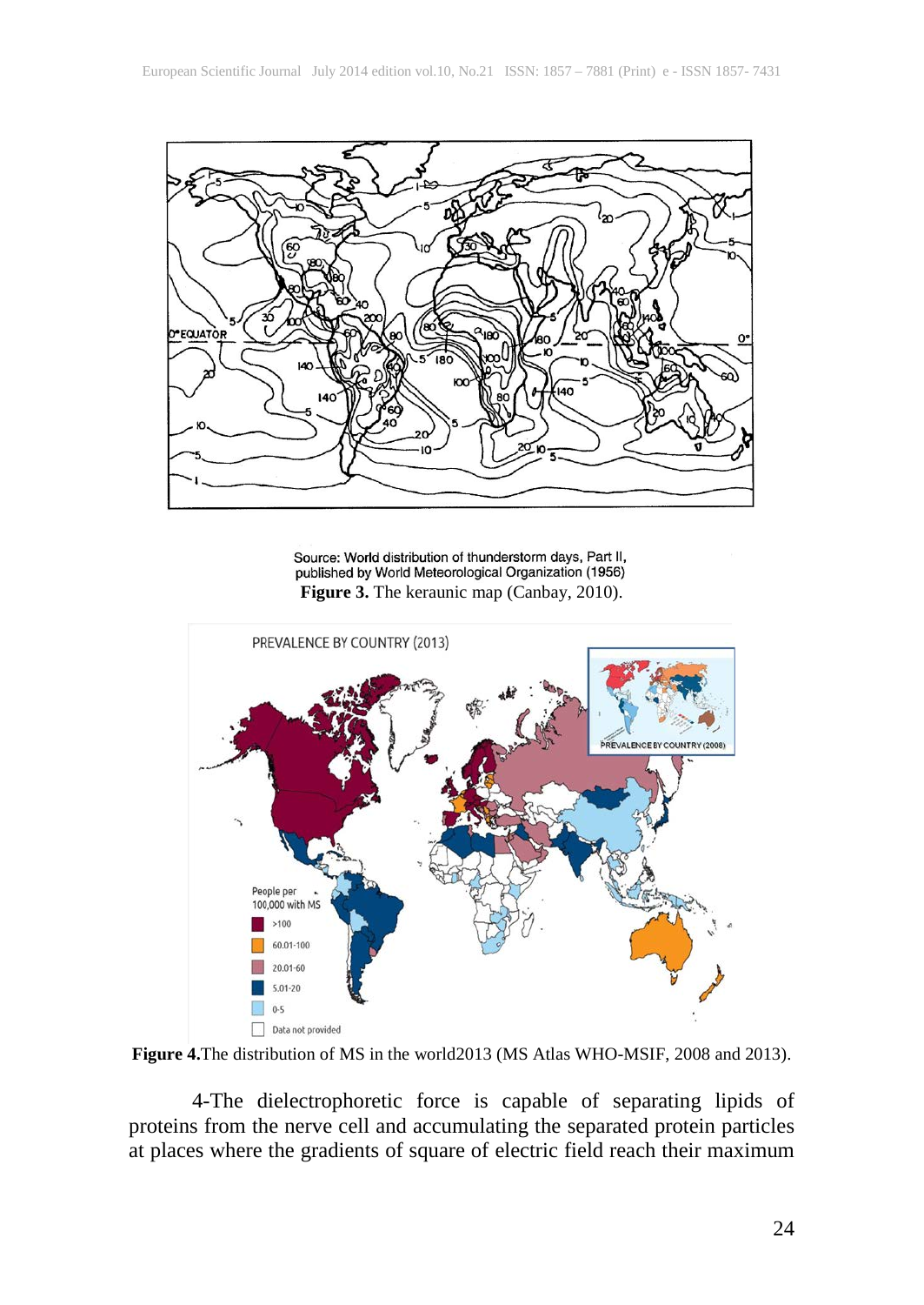Source: World distribution of thunderstorm days, Part II, published by World Meteorological Organization (1956)

**Figure 3.** The keraunic map (Canbay, 2010).

**Figure 4.**The distribution of MS in the world2013 (MS Atlas WHO-MSIF, 2008 and 2013).

4-The dielectrophoretic force is capable of separating lipids of proteins from the nerve cell and accumulating the separated protein particles at places where the gradients of square of electric field reach their maximum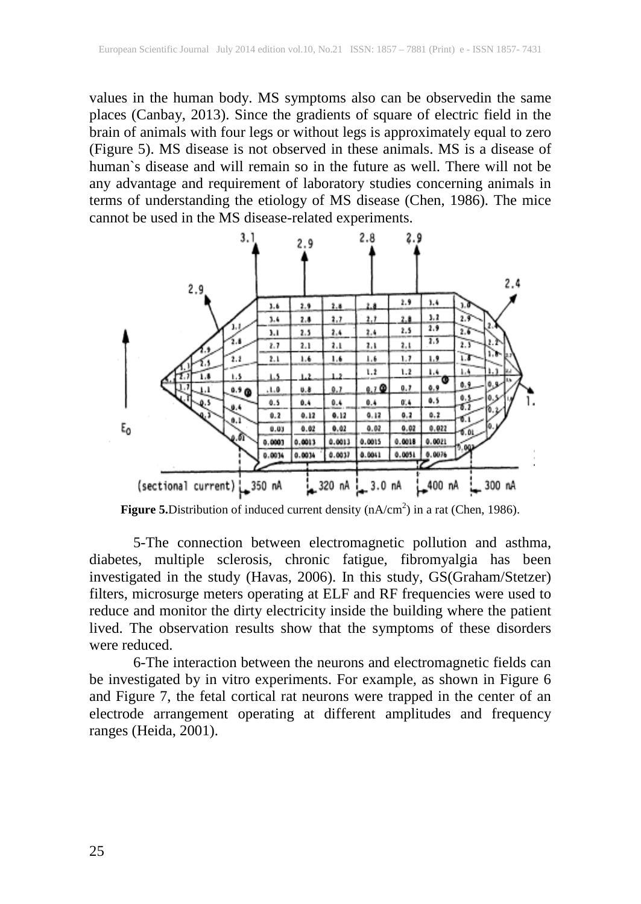values in the human body. MS symptoms also can be observedin the same places (Canbay, 2013). Since the gradients of square of electric field in the brain of animals with four legs or without legs is approximately equal to zero (Figure 5). MS disease is not observed in these animals. MS is a disease of human`s disease and will remain so in the future as well. There will not be any advantage and requirement of laboratory studies concerning animals in terms of understanding the etiology of MS disease (Chen, 1986). The mice cannot be used in the MS disease-related experiments.

**Figure 5.**Distribution of induced current density (nA/cm$^2$) in a rat (Chen, 1986).

5-The connection between electromagnetic pollution and asthma, diabetes, multiple sclerosis, chronic fatigue, fibromyalgia has been investigated in the study (Havas, 2006). In this study, GS(Graham/Stetzer) filters, microsurge meters operating at ELF and RF frequencies were used to reduce and monitor the dirty electricity inside the building where the patient lived. The observation results show that the symptoms of these disorders were reduced.

6-The interaction between the neurons and electromagnetic fields can be investigated by in vitro experiments. For example, as shown in Figure 6 and Figure 7, the fetal cortical rat neurons were trapped in the center of an electrode arrangement operating at different amplitudes and frequency ranges (Heida, 2001).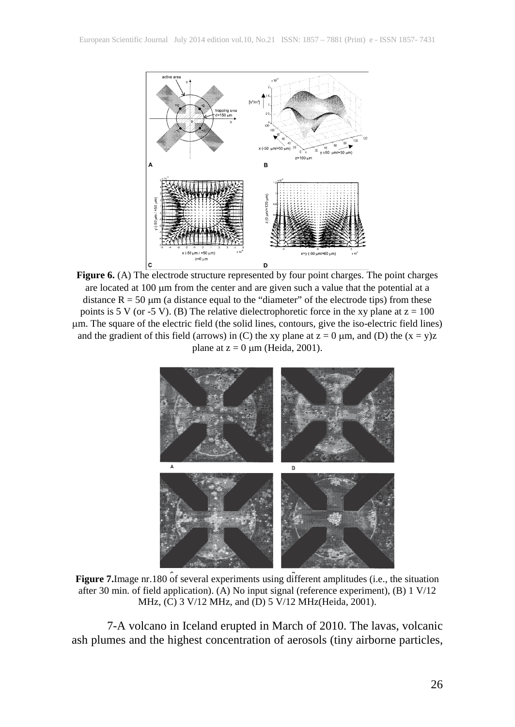**Figure 6.** (A) The electrode structure represented by four point charges. The point charges are located at 100 μm from the center and are given such a value that the potential at a distance R = 50 μm (a distance equal to the "diameter" of the electrode tips) from these points is 5 V (or -5 V). (B) The relative dielectrophoretic force in the xy plane at z = 100 μm. The square of the electric field (the solid lines, contours, give the iso-electric field lines) and the gradient of this field (arrows) in (C) the xy plane at z = 0 μm, and (D) the (x = y)z plane at z = 0 μm (Heida, 2001).

**Figure 7.** Image nr.180 of several experiments using different amplitudes (i.e., the situation after 30 min. of field application). (A) No input signal (reference experiment), (B) 1 V/12 MHz, (C) 3 V/12 MHz, and (D) 5 V/12 MHz(Heida, 2001).

7-A volcano in Iceland erupted in March of 2010. The lavas, volcanic ash plumes and the highest concentration of aerosols (tiny airborne particles,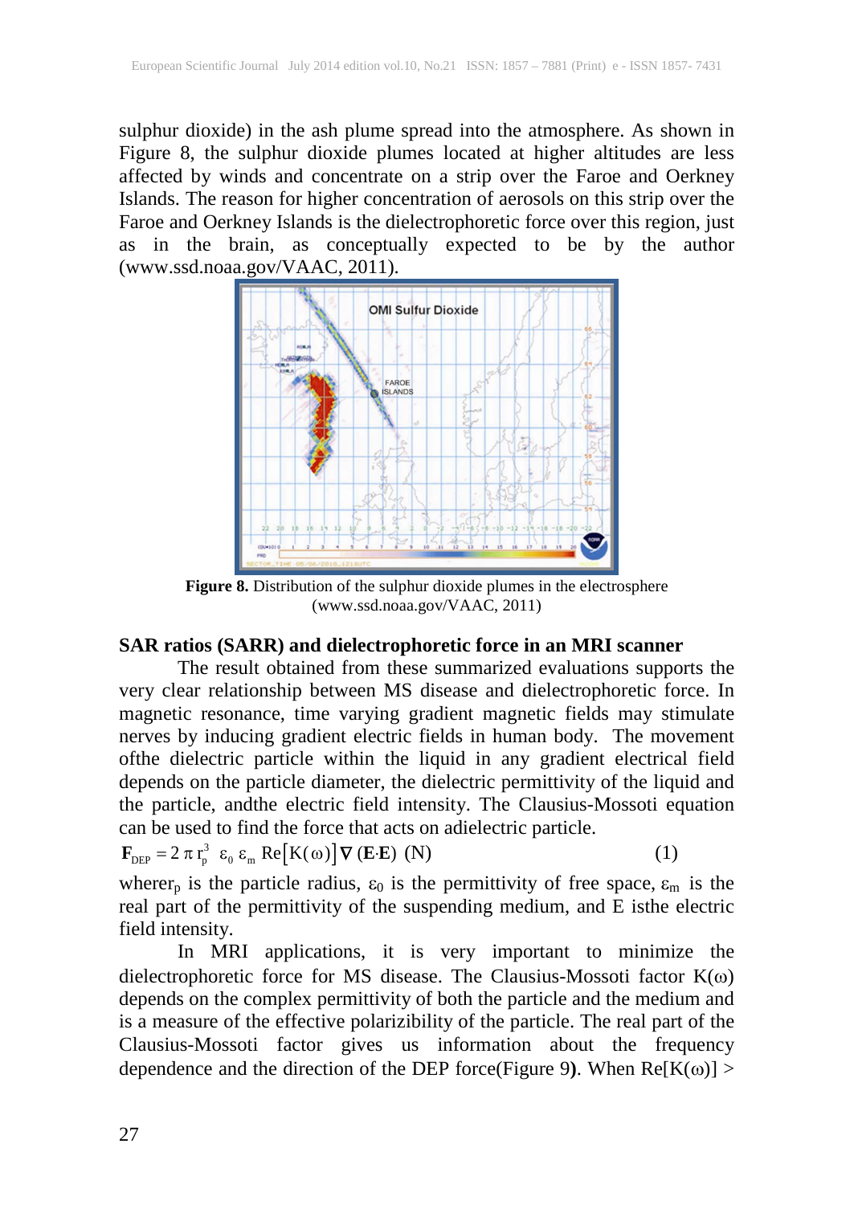sulphur dioxide) in the ash plume spread into the atmosphere. As shown in Figure 8, the sulphur dioxide plumes located at higher altitudes are less affected by winds and concentrate on a strip over the Faroe and Oerkney Islands. The reason for higher concentration of aerosols on this strip over the Faroe and Oerkney Islands is the dielectrophoretic force over this region, just as in the brain, as conceptually expected to be by the author (www.ssd.noaa.gov/VAAC, 2011).

**Figure 8.** Distribution of the sulphur dioxide plumes in the electrosphere (www.ssd.noaa.gov/VAAC, 2011)

**SAR ratios (SARR) and dielectrophoretic force in an MRI scanner**

The result obtained from these summarized evaluations supports the very clear relationship between MS disease and dielectrophoretic force. In magnetic resonance, time varying gradient magnetic fields may stimulate nerves by inducing gradient electric fields in human body. The movement ofthe dielectric particle within the liquid in any gradient electrical field depends on the particle diameter, the dielectric permittivity of the liquid and the particle, andthe electric field intensity. The Clausius-Mossoti equation can be used to find the force that acts on adielectric particle.

$$\mathbf{F}_{\mathrm{DEP}} = 2\,\pi\, r_p^3\;\; \varepsilon_0\, \varepsilon_m\, \mathrm{Re}\big[\mathrm{K}(\omega)\big]\, \nabla\, (\mathbf{E}\cdot\mathbf{E})\;\; (\mathrm{N}) \qquad (1)$$

where$r_p$ is the particle radius, $\varepsilon_0$ is the permittivity of free space, $\varepsilon_m$ is the real part of the permittivity of the suspending medium, and E isthe electric field intensity.

In MRI applications, it is very important to minimize the dielectrophoretic force for MS disease. The Clausius-Mossoti factor $K(\omega)$ depends on the complex permittivity of both the particle and the medium and is a measure of the effective polarizibility of the particle. The real part of the Clausius-Mossoti factor gives us information about the frequency dependence and the direction of the DEP force(Figure 9**)**. When $\mathrm{Re}[K(\omega)] >$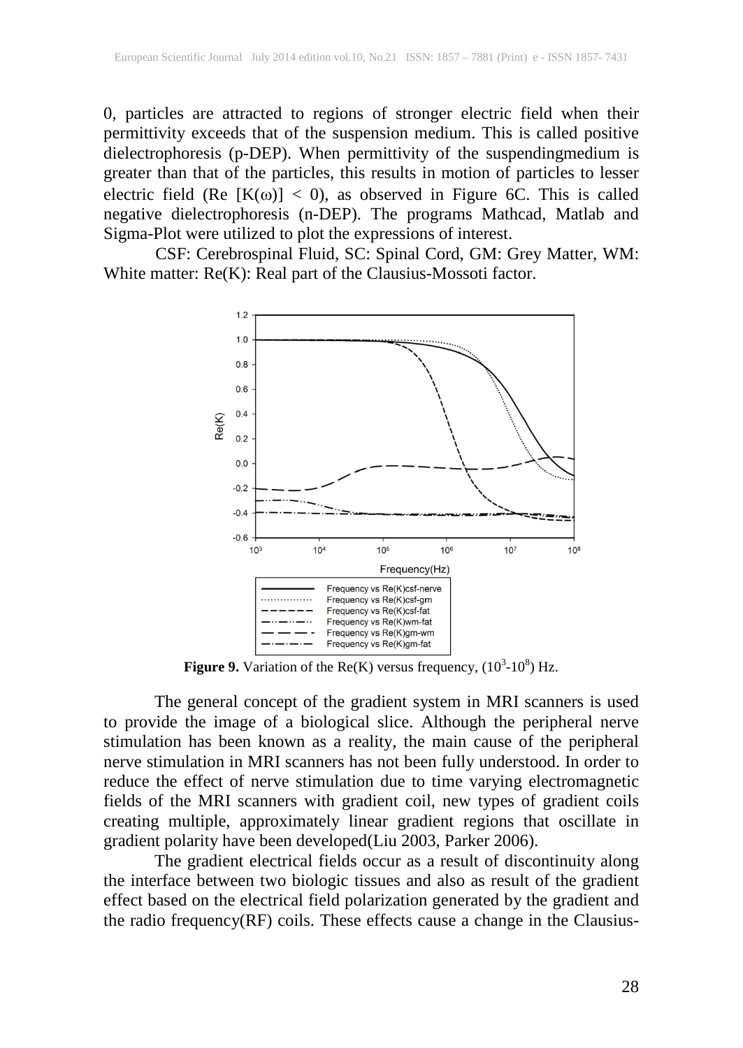0, particles are attracted to regions of stronger electric field when their permittivity exceeds that of the suspension medium. This is called positive dielectrophoresis (p-DEP). When permittivity of the suspendingmedium is greater than that of the particles, this results in motion of particles to lesser electric field (Re $[K(\omega)] < 0$), as observed in Figure 6C. This is called negative dielectrophoresis (n-DEP). The programs Mathcad, Matlab and Sigma-Plot were utilized to plot the expressions of interest.

CSF: Cerebrospinal Fluid, SC: Spinal Cord, GM: Grey Matter, WM: White matter: Re(K): Real part of the Clausius-Mossoti factor.

**Figure 9.** Variation of the Re(K) versus frequency, ($10^3$-$10^8$) Hz.

The general concept of the gradient system in MRI scanners is used to provide the image of a biological slice. Although the peripheral nerve stimulation has been known as a reality, the main cause of the peripheral nerve stimulation in MRI scanners has not been fully understood. In order to reduce the effect of nerve stimulation due to time varying electromagnetic fields of the MRI scanners with gradient coil, new types of gradient coils creating multiple, approximately linear gradient regions that oscillate in gradient polarity have been developed(Liu 2003, Parker 2006).

The gradient electrical fields occur as a result of discontinuity along the interface between two biologic tissues and also as result of the gradient effect based on the electrical field polarization generated by the gradient and the radio frequency(RF) coils. These effects cause a change in the Clausius-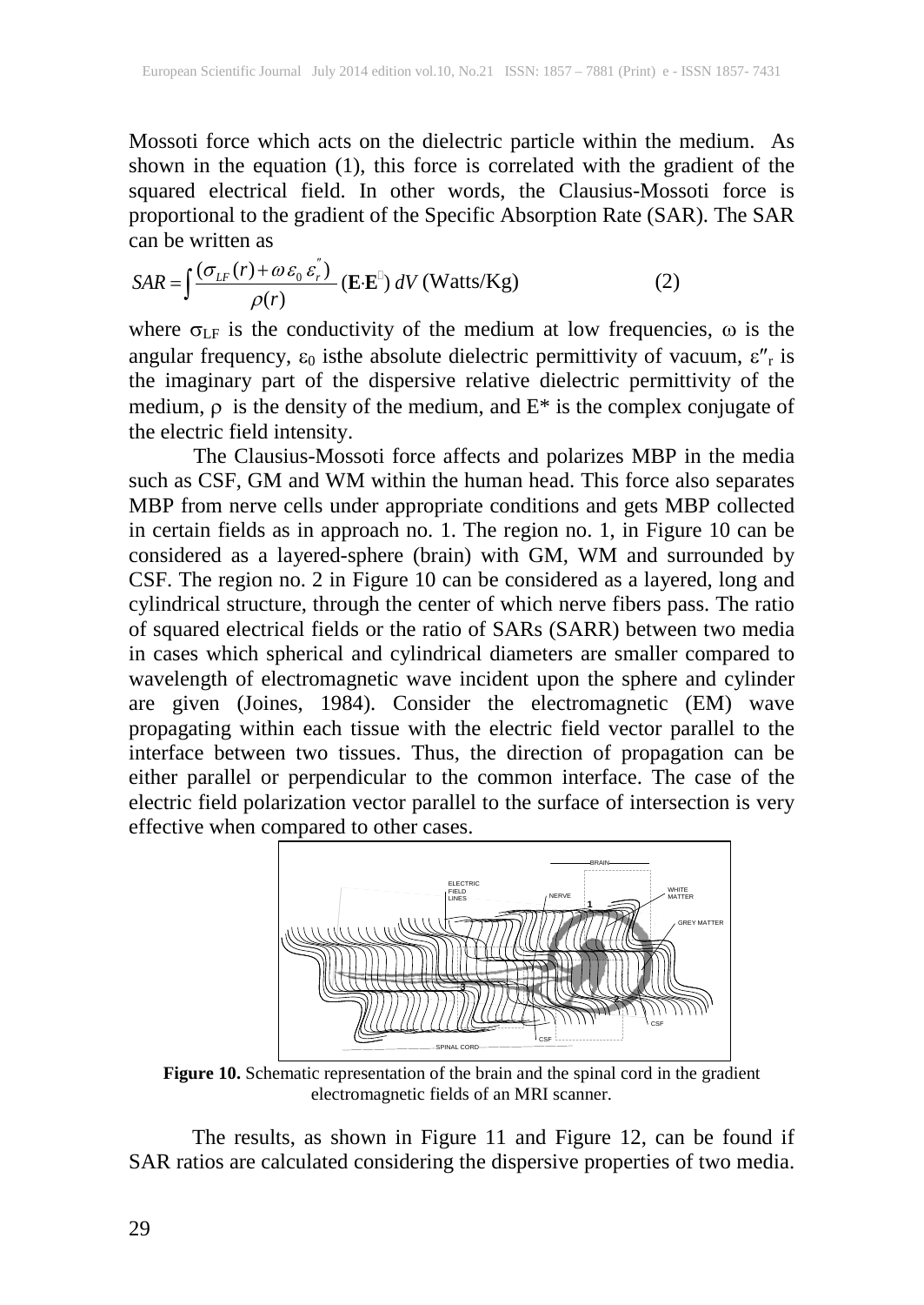Mossoti force which acts on the dielectric particle within the medium. As shown in the equation (1), this force is correlated with the gradient of the squared electrical field. In other words, the Clausius-Mossoti force is proportional to the gradient of the Specific Absorption Rate (SAR). The SAR can be written as

$$SAR = \int \frac{(\sigma_{LF}(r) + \omega \varepsilon_0 \varepsilon_r^{''})}{\rho(r)} (\mathbf{E} \cdot \mathbf{E}^{*})\, dV \text{ (Watts/Kg)} \qquad (2)$$

where $\sigma_{LF}$ is the conductivity of the medium at low frequencies, $\omega$ is the angular frequency, $\varepsilon_0$ isthe absolute dielectric permittivity of vacuum, $\varepsilon''_r$ is the imaginary part of the dispersive relative dielectric permittivity of the medium, $\rho$ is the density of the medium, and $E^*$ is the complex conjugate of the electric field intensity.

The Clausius-Mossoti force affects and polarizes MBP in the media such as CSF, GM and WM within the human head. This force also separates MBP from nerve cells under appropriate conditions and gets MBP collected in certain fields as in approach no. 1. The region no. 1, in Figure 10 can be considered as a layered-sphere (brain) with GM, WM and surrounded by CSF. The region no. 2 in Figure 10 can be considered as a layered, long and cylindrical structure, through the center of which nerve fibers pass. The ratio of squared electrical fields or the ratio of SARs (SARR) between two media in cases which spherical and cylindrical diameters are smaller compared to wavelength of electromagnetic wave incident upon the sphere and cylinder are given (Joines, 1984). Consider the electromagnetic (EM) wave propagating within each tissue with the electric field vector parallel to the interface between two tissues. Thus, the direction of propagation can be either parallel or perpendicular to the common interface. The case of the electric field polarization vector parallel to the surface of intersection is very effective when compared to other cases.

**Figure 10.** Schematic representation of the brain and the spinal cord in the gradient electromagnetic fields of an MRI scanner.

The results, as shown in Figure 11 and Figure 12, can be found if SAR ratios are calculated considering the dispersive properties of two media.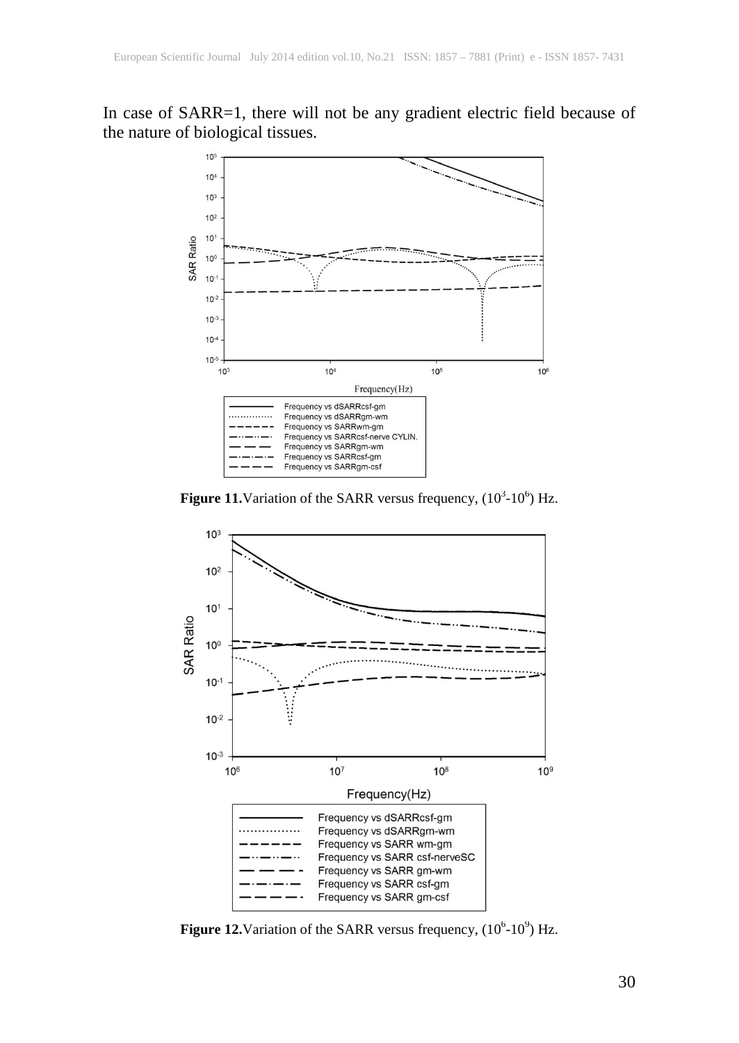In case of SARR=1, there will not be any gradient electric field because of the nature of biological tissues.

**Figure 11.** Variation of the SARR versus frequency, ($10^3$-$10^6$) Hz.

**Figure 12.** Variation of the SARR versus frequency, ($10^6$-$10^9$) Hz.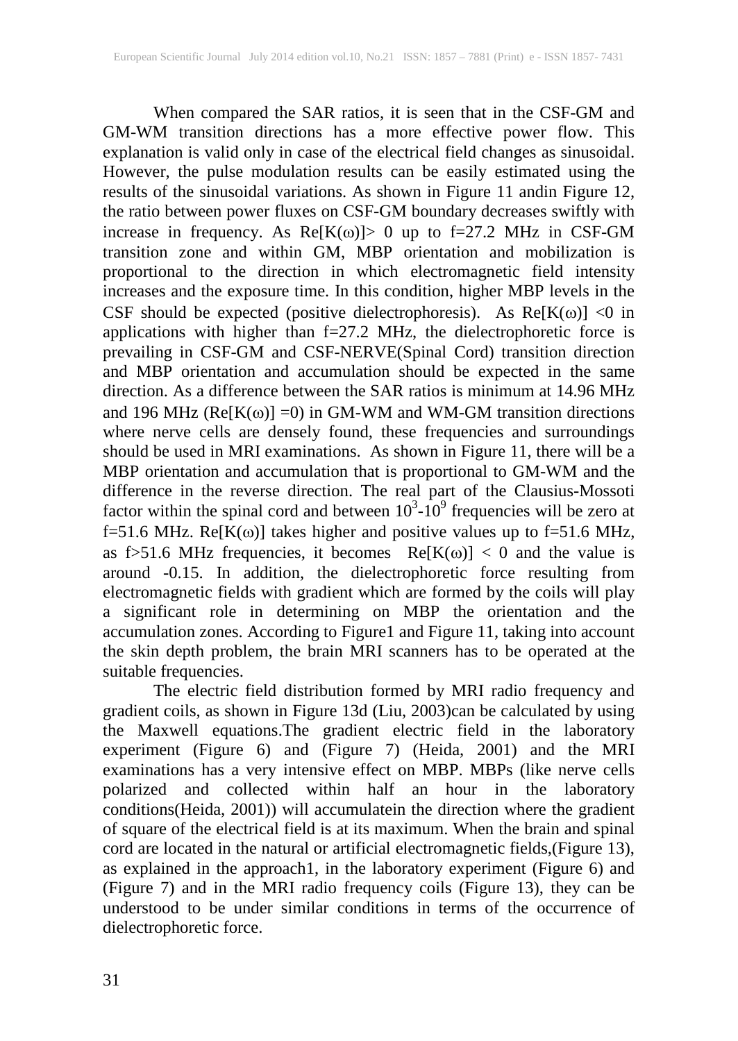When compared the SAR ratios, it is seen that in the CSF-GM and GM-WM transition directions has a more effective power flow. This explanation is valid only in case of the electrical field changes as sinusoidal. However, the pulse modulation results can be easily estimated using the results of the sinusoidal variations. As shown in Figure 11 andin Figure 12, the ratio between power fluxes on CSF-GM boundary decreases swiftly with increase in frequency. As $Re[K(\omega)] > 0$ up to f=27.2 MHz in CSF-GM transition zone and within GM, MBP orientation and mobilization is proportional to the direction in which electromagnetic field intensity increases and the exposure time. In this condition, higher MBP levels in the CSF should be expected (positive dielectrophoresis). As $Re[K(\omega)] < 0$ in applications with higher than f=27.2 MHz, the dielectrophoretic force is prevailing in CSF-GM and CSF-NERVE(Spinal Cord) transition direction and MBP orientation and accumulation should be expected in the same direction. As a difference between the SAR ratios is minimum at 14.96 MHz and 196 MHz ($Re[K(\omega)] = 0$) in GM-WM and WM-GM transition directions where nerve cells are densely found, these frequencies and surroundings should be used in MRI examinations. As shown in Figure 11, there will be a MBP orientation and accumulation that is proportional to GM-WM and the difference in the reverse direction. The real part of the Clausius-Mossoti factor within the spinal cord and between $10^3$-$10^9$ frequencies will be zero at f=51.6 MHz. $Re[K(\omega)]$ takes higher and positive values up to f=51.6 MHz, as f>51.6 MHz frequencies, it becomes $Re[K(\omega)] < 0$ and the value is around -0.15. In addition, the dielectrophoretic force resulting from electromagnetic fields with gradient which are formed by the coils will play a significant role in determining on MBP the orientation and the accumulation zones. According to Figure1 and Figure 11, taking into account the skin depth problem, the brain MRI scanners has to be operated at the suitable frequencies.

The electric field distribution formed by MRI radio frequency and gradient coils, as shown in Figure 13d (Liu, 2003)can be calculated by using the Maxwell equations.The gradient electric field in the laboratory experiment (Figure 6) and (Figure 7) (Heida, 2001) and the MRI examinations has a very intensive effect on MBP. MBPs (like nerve cells polarized and collected within half an hour in the laboratory conditions(Heida, 2001)) will accumulatein the direction where the gradient of square of the electrical field is at its maximum. When the brain and spinal cord are located in the natural or artificial electromagnetic fields,(Figure 13), as explained in the approach1, in the laboratory experiment (Figure 6) and (Figure 7) and in the MRI radio frequency coils (Figure 13), they can be understood to be under similar conditions in terms of the occurrence of dielectrophoretic force.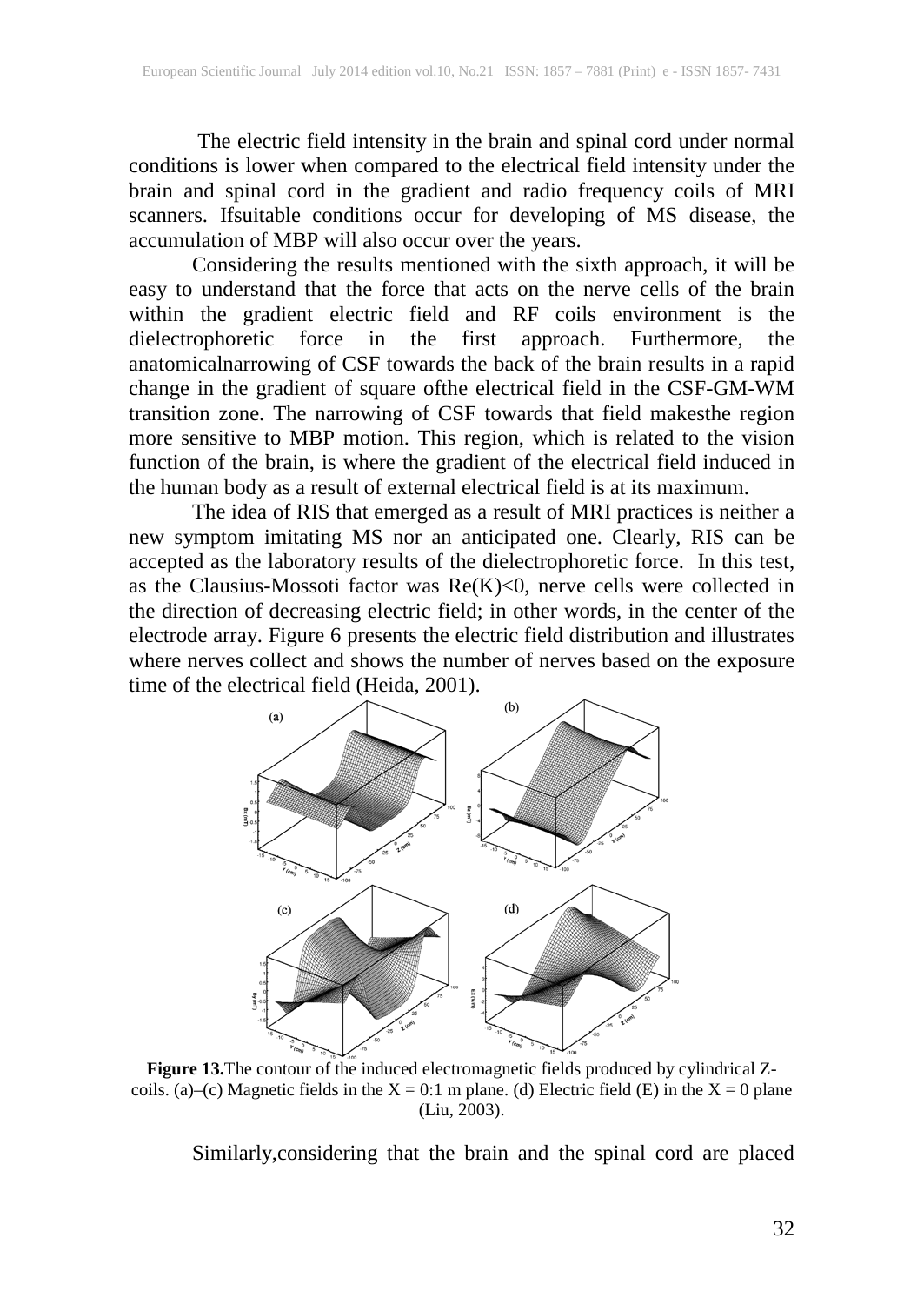The electric field intensity in the brain and spinal cord under normal conditions is lower when compared to the electrical field intensity under the brain and spinal cord in the gradient and radio frequency coils of MRI scanners. Ifsuitable conditions occur for developing of MS disease, the accumulation of MBP will also occur over the years.

Considering the results mentioned with the sixth approach, it will be easy to understand that the force that acts on the nerve cells of the brain within the gradient electric field and RF coils environment is the dielectrophoretic force in the first approach. Furthermore, the anatomicalnarrowing of CSF towards the back of the brain results in a rapid change in the gradient of square ofthe electrical field in the CSF-GM-WM transition zone. The narrowing of CSF towards that field makesthe region more sensitive to MBP motion. This region, which is related to the vision function of the brain, is where the gradient of the electrical field induced in the human body as a result of external electrical field is at its maximum.

The idea of RIS that emerged as a result of MRI practices is neither a new symptom imitating MS nor an anticipated one. Clearly, RIS can be accepted as the laboratory results of the dielectrophoretic force. In this test, as the Clausius-Mossoti factor was $Re(K)<0$, nerve cells were collected in the direction of decreasing electric field; in other words, in the center of the electrode array. Figure 6 presents the electric field distribution and illustrates where nerves collect and shows the number of nerves based on the exposure time of the electrical field (Heida, 2001).

**Figure 13.**The contour of the induced electromagnetic fields produced by cylindrical Z-coils. (a)–(c) Magnetic fields in the X = 0:1 m plane. (d) Electric field (E) in the X = 0 plane (Liu, 2003).

Similarly,considering that the brain and the spinal cord are placed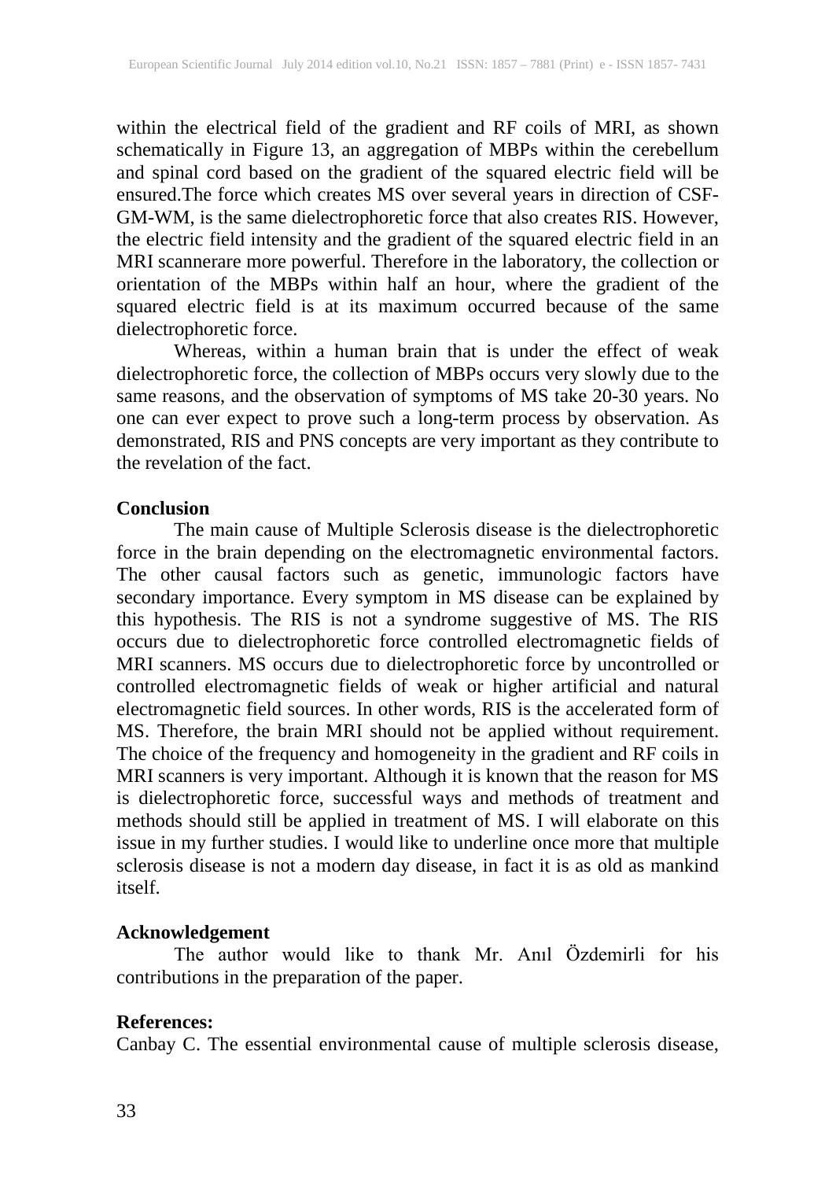within the electrical field of the gradient and RF coils of MRI, as shown schematically in Figure 13, an aggregation of MBPs within the cerebellum and spinal cord based on the gradient of the squared electric field will be ensured.The force which creates MS over several years in direction of CSF-GM-WM, is the same dielectrophoretic force that also creates RIS. However, the electric field intensity and the gradient of the squared electric field in an MRI scannerare more powerful. Therefore in the laboratory, the collection or orientation of the MBPs within half an hour, where the gradient of the squared electric field is at its maximum occurred because of the same dielectrophoretic force.

Whereas, within a human brain that is under the effect of weak dielectrophoretic force, the collection of MBPs occurs very slowly due to the same reasons, and the observation of symptoms of MS take 20-30 years. No one can ever expect to prove such a long-term process by observation. As demonstrated, RIS and PNS concepts are very important as they contribute to the revelation of the fact.

## Conclusion

The main cause of Multiple Sclerosis disease is the dielectrophoretic force in the brain depending on the electromagnetic environmental factors. The other causal factors such as genetic, immunologic factors have secondary importance. Every symptom in MS disease can be explained by this hypothesis. The RIS is not a syndrome suggestive of MS. The RIS occurs due to dielectrophoretic force controlled electromagnetic fields of MRI scanners. MS occurs due to dielectrophoretic force by uncontrolled or controlled electromagnetic fields of weak or higher artificial and natural electromagnetic field sources. In other words, RIS is the accelerated form of MS. Therefore, the brain MRI should not be applied without requirement. The choice of the frequency and homogeneity in the gradient and RF coils in MRI scanners is very important. Although it is known that the reason for MS is dielectrophoretic force, successful ways and methods of treatment and methods should still be applied in treatment of MS. I will elaborate on this issue in my further studies. I would like to underline once more that multiple sclerosis disease is not a modern day disease, in fact it is as old as mankind itself.

## Acknowledgement

The author would like to thank Mr. Anıl Özdemirli for his contributions in the preparation of the paper.

## References:

Canbay C. The essential environmental cause of multiple sclerosis disease,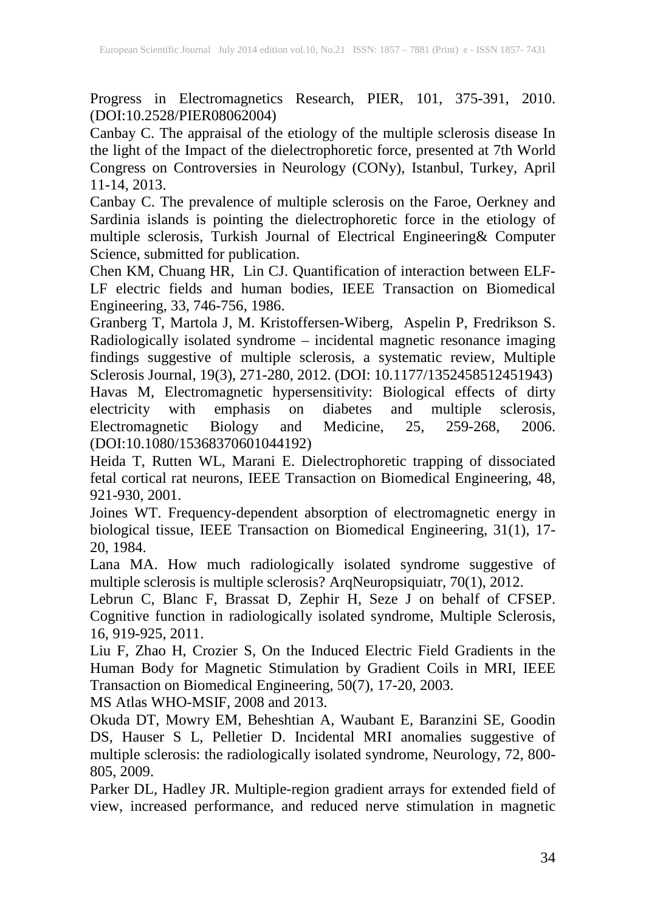Progress in Electromagnetics Research, PIER, 101, 375-391, 2010. (DOI:10.2528/PIER08062004)

Canbay C. The appraisal of the etiology of the multiple sclerosis disease In the light of the Impact of the dielectrophoretic force, presented at 7th World Congress on Controversies in Neurology (CONy), Istanbul, Turkey, April 11-14, 2013.

Canbay C. The prevalence of multiple sclerosis on the Faroe, Oerkney and Sardinia islands is pointing the dielectrophoretic force in the etiology of multiple sclerosis, Turkish Journal of Electrical Engineering& Computer Science, submitted for publication.

Chen KM, Chuang HR, Lin CJ. Quantification of interaction between ELF-LF electric fields and human bodies, IEEE Transaction on Biomedical Engineering, 33, 746-756, 1986.

Granberg T, Martola J, M. Kristoffersen-Wiberg, Aspelin P, Fredrikson S. Radiologically isolated syndrome – incidental magnetic resonance imaging findings suggestive of multiple sclerosis, a systematic review, Multiple Sclerosis Journal, 19(3), 271-280, 2012. (DOI: 10.1177/1352458512451943)

Havas M, Electromagnetic hypersensitivity: Biological effects of dirty electricity with emphasis on diabetes and multiple sclerosis, Electromagnetic Biology and Medicine, 25, 259-268, 2006. (DOI:10.1080/15368370601044192)

Heida T, Rutten WL, Marani E. Dielectrophoretic trapping of dissociated fetal cortical rat neurons, IEEE Transaction on Biomedical Engineering, 48, 921-930, 2001.

Joines WT. Frequency-dependent absorption of electromagnetic energy in biological tissue, IEEE Transaction on Biomedical Engineering, 31(1), 17-20, 1984.

Lana MA. How much radiologically isolated syndrome suggestive of multiple sclerosis is multiple sclerosis? ArqNeuropsiquiatr, 70(1), 2012.

Lebrun C, Blanc F, Brassat D, Zephir H, Seze J on behalf of CFSEP. Cognitive function in radiologically isolated syndrome, Multiple Sclerosis, 16, 919-925, 2011.

Liu F, Zhao H, Crozier S, On the Induced Electric Field Gradients in the Human Body for Magnetic Stimulation by Gradient Coils in MRI, IEEE Transaction on Biomedical Engineering, 50(7), 17-20, 2003.

MS Atlas WHO-MSIF, 2008 and 2013.

Okuda DT, Mowry EM, Beheshtian A, Waubant E, Baranzini SE, Goodin DS, Hauser S L, Pelletier D. Incidental MRI anomalies suggestive of multiple sclerosis: the radiologically isolated syndrome, Neurology, 72, 800-805, 2009.

Parker DL, Hadley JR. Multiple-region gradient arrays for extended field of view, increased performance, and reduced nerve stimulation in magnetic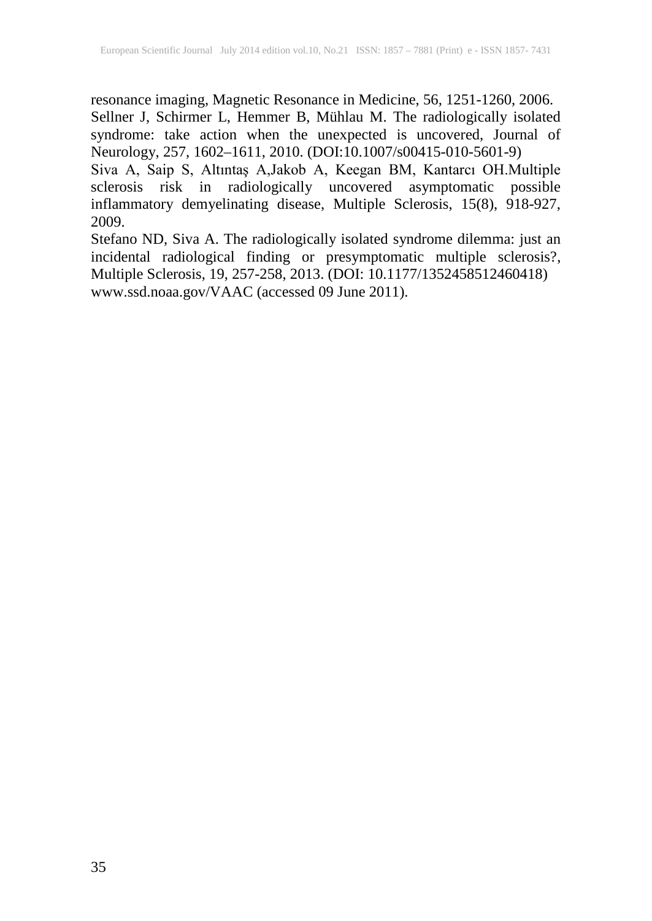resonance imaging, Magnetic Resonance in Medicine, 56, 1251-1260, 2006.

Sellner J, Schirmer L, Hemmer B, Mühlau M. The radiologically isolated syndrome: take action when the unexpected is uncovered, Journal of Neurology, 257, 1602–1611, 2010. (DOI:10.1007/s00415-010-5601-9)

Siva A, Saip S, Altıntaş A,Jakob A, Keegan BM, Kantarcı OH.Multiple sclerosis risk in radiologically uncovered asymptomatic possible inflammatory demyelinating disease, Multiple Sclerosis, 15(8), 918-927, 2009.

Stefano ND, Siva A. The radiologically isolated syndrome dilemma: just an incidental radiological finding or presymptomatic multiple sclerosis?, Multiple Sclerosis, 19, 257-258, 2013. (DOI: 10.1177/1352458512460418)

www.ssd.noaa.gov/VAAC (accessed 09 June 2011).